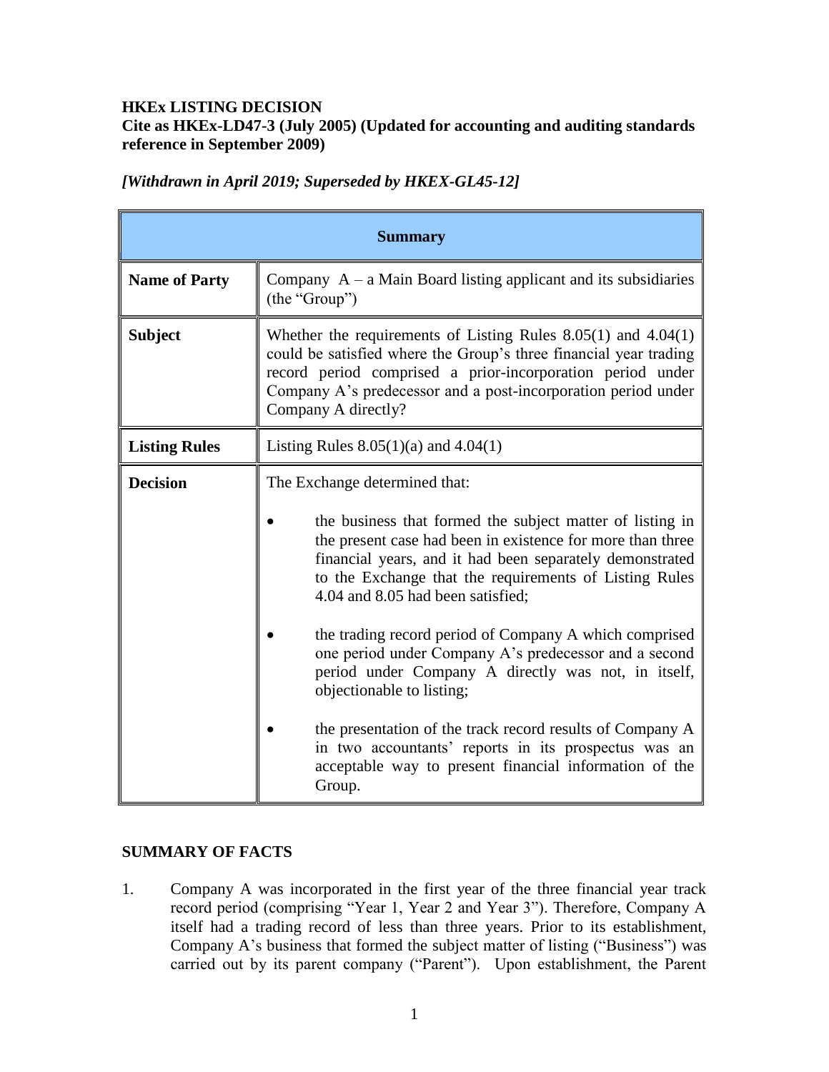**HKEx LISTING DECISION**
**Cite as HKEx-LD47-3 (July 2005) (Updated for accounting and auditing standards reference in September 2009)**

***[Withdrawn in April 2019; Superseded by HKEX-GL45-12]***

| **Summary** | |
|---|---|
| **Name of Party** | Company A – a Main Board listing applicant and its subsidiaries (the "Group") |
| **Subject** | Whether the requirements of Listing Rules 8.05(1) and 4.04(1) could be satisfied where the Group's three financial year trading record period comprised a prior-incorporation period under Company A's predecessor and a post-incorporation period under Company A directly? |
| **Listing Rules** | Listing Rules 8.05(1)(a) and 4.04(1) |
| **Decision** | The Exchange determined that:<br><br>• the business that formed the subject matter of listing in the present case had been in existence for more than three financial years, and it had been separately demonstrated to the Exchange that the requirements of Listing Rules 4.04 and 8.05 had been satisfied;<br><br>• the trading record period of Company A which comprised one period under Company A's predecessor and a second period under Company A directly was not, in itself, objectionable to listing;<br><br>• the presentation of the track record results of Company A in two accountants' reports in its prospectus was an acceptable way to present financial information of the Group. |

## SUMMARY OF FACTS

1. Company A was incorporated in the first year of the three financial year track record period (comprising "Year 1, Year 2 and Year 3"). Therefore, Company A itself had a trading record of less than three years. Prior to its establishment, Company A's business that formed the subject matter of listing ("Business") was carried out by its parent company ("Parent"). Upon establishment, the Parent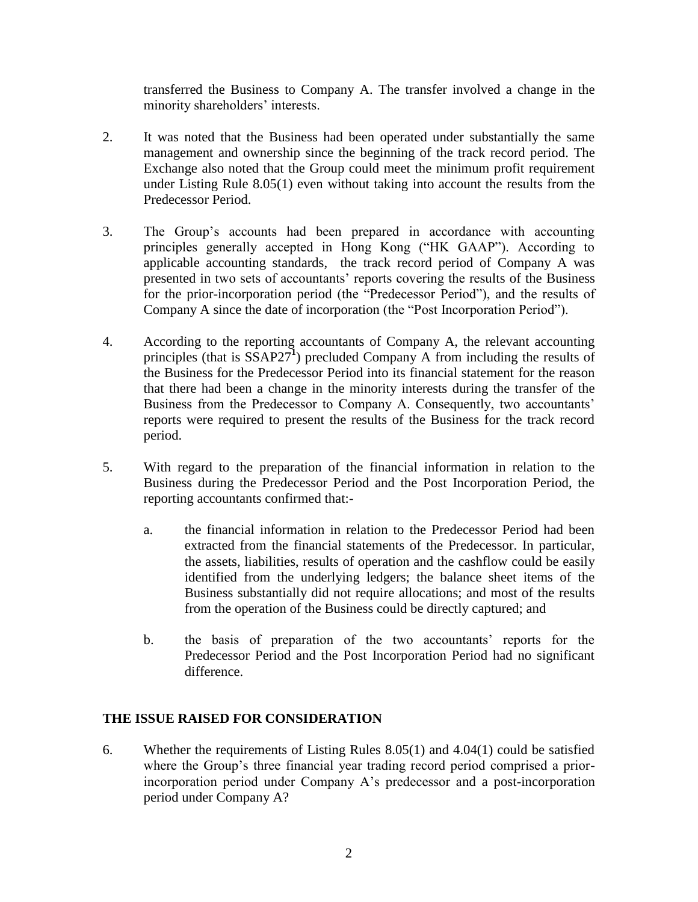transferred the Business to Company A. The transfer involved a change in the minority shareholders' interests.

2. It was noted that the Business had been operated under substantially the same management and ownership since the beginning of the track record period. The Exchange also noted that the Group could meet the minimum profit requirement under Listing Rule 8.05(1) even without taking into account the results from the Predecessor Period.

3. The Group's accounts had been prepared in accordance with accounting principles generally accepted in Hong Kong ("HK GAAP"). According to applicable accounting standards, the track record period of Company A was presented in two sets of accountants' reports covering the results of the Business for the prior-incorporation period (the "Predecessor Period"), and the results of Company A since the date of incorporation (the "Post Incorporation Period").

4. According to the reporting accountants of Company A, the relevant accounting principles (that is SSAP27[1]) precluded Company A from including the results of the Business for the Predecessor Period into its financial statement for the reason that there had been a change in the minority interests during the transfer of the Business from the Predecessor to Company A. Consequently, two accountants' reports were required to present the results of the Business for the track record period.

5. With regard to the preparation of the financial information in relation to the Business during the Predecessor Period and the Post Incorporation Period, the reporting accountants confirmed that:-

   a. the financial information in relation to the Predecessor Period had been extracted from the financial statements of the Predecessor. In particular, the assets, liabilities, results of operation and the cashflow could be easily identified from the underlying ledgers; the balance sheet items of the Business substantially did not require allocations; and most of the results from the operation of the Business could be directly captured; and

   b. the basis of preparation of the two accountants' reports for the Predecessor Period and the Post Incorporation Period had no significant difference.

## THE ISSUE RAISED FOR CONSIDERATION

6. Whether the requirements of Listing Rules 8.05(1) and 4.04(1) could be satisfied where the Group's three financial year trading record period comprised a prior-incorporation period under Company A's predecessor and a post-incorporation period under Company A?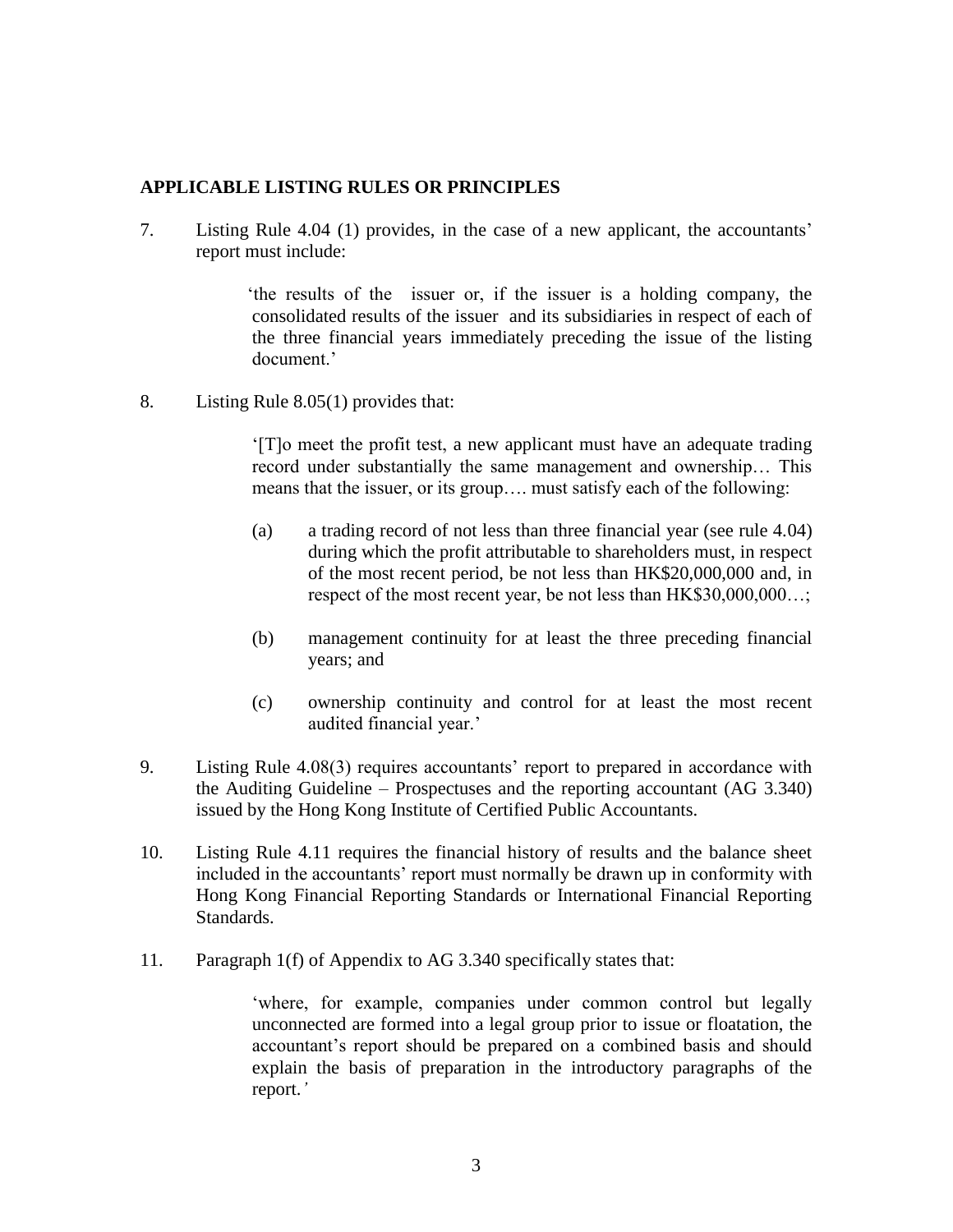**APPLICABLE LISTING RULES OR PRINCIPLES**

7. Listing Rule 4.04 (1) provides, in the case of a new applicant, the accountants' report must include:

   > 'the results of the issuer or, if the issuer is a holding company, the consolidated results of the issuer and its subsidiaries in respect of each of the three financial years immediately preceding the issue of the listing document.'

8. Listing Rule 8.05(1) provides that:

   > '[T]o meet the profit test, a new applicant must have an adequate trading record under substantially the same management and ownership… This means that the issuer, or its group…. must satisfy each of the following:
   >
   > (a) a trading record of not less than three financial year (see rule 4.04) during which the profit attributable to shareholders must, in respect of the most recent period, be not less than HK$20,000,000 and, in respect of the most recent year, be not less than HK$30,000,000…;
   >
   > (b) management continuity for at least the three preceding financial years; and
   >
   > (c) ownership continuity and control for at least the most recent audited financial year.'

9. Listing Rule 4.08(3) requires accountants' report to prepared in accordance with the Auditing Guideline – Prospectuses and the reporting accountant (AG 3.340) issued by the Hong Kong Institute of Certified Public Accountants.

10. Listing Rule 4.11 requires the financial history of results and the balance sheet included in the accountants' report must normally be drawn up in conformity with Hong Kong Financial Reporting Standards or International Financial Reporting Standards.

11. Paragraph 1(f) of Appendix to AG 3.340 specifically states that:

   > 'where, for example, companies under common control but legally unconnected are formed into a legal group prior to issue or floatation, the accountant's report should be prepared on a combined basis and should explain the basis of preparation in the introductory paragraphs of the report.'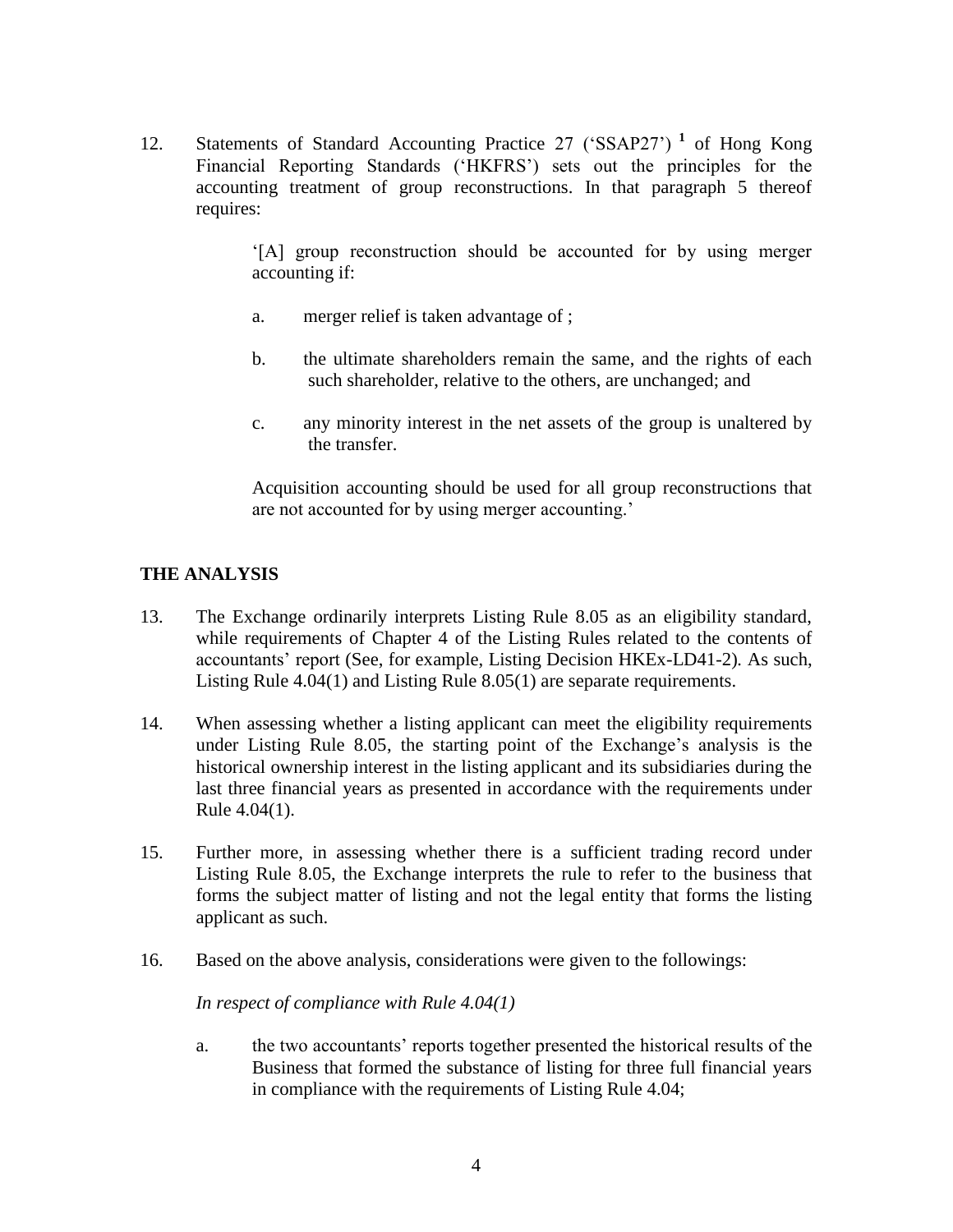12. Statements of Standard Accounting Practice 27 ('SSAP27') [1] of Hong Kong Financial Reporting Standards ('HKFRS') sets out the principles for the accounting treatment of group reconstructions. In that paragraph 5 thereof requires:

> '[A] group reconstruction should be accounted for by using merger accounting if:
>
> a. merger relief is taken advantage of ;
>
> b. the ultimate shareholders remain the same, and the rights of each such shareholder, relative to the others, are unchanged; and
>
> c. any minority interest in the net assets of the group is unaltered by the transfer.
>
> Acquisition accounting should be used for all group reconstructions that are not accounted for by using merger accounting.'

## THE ANALYSIS

13. The Exchange ordinarily interprets Listing Rule 8.05 as an eligibility standard, while requirements of Chapter 4 of the Listing Rules related to the contents of accountants' report (See, for example, Listing Decision HKEx-LD41-2). As such, Listing Rule 4.04(1) and Listing Rule 8.05(1) are separate requirements.

14. When assessing whether a listing applicant can meet the eligibility requirements under Listing Rule 8.05, the starting point of the Exchange's analysis is the historical ownership interest in the listing applicant and its subsidiaries during the last three financial years as presented in accordance with the requirements under Rule 4.04(1).

15. Further more, in assessing whether there is a sufficient trading record under Listing Rule 8.05, the Exchange interprets the rule to refer to the business that forms the subject matter of listing and not the legal entity that forms the listing applicant as such.

16. Based on the above analysis, considerations were given to the followings:

*In respect of compliance with Rule 4.04(1)*

a. the two accountants' reports together presented the historical results of the Business that formed the substance of listing for three full financial years in compliance with the requirements of Listing Rule 4.04;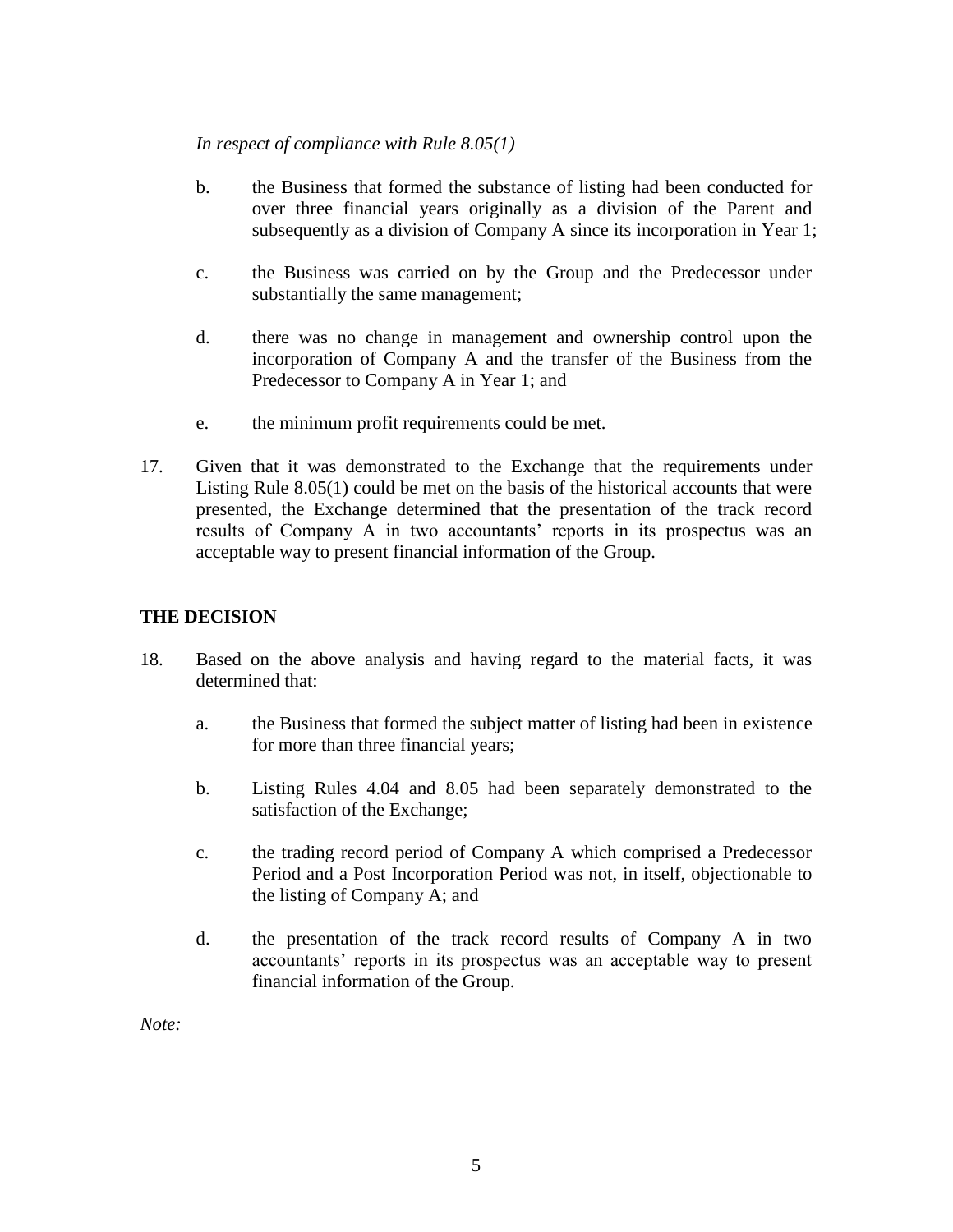*In respect of compliance with Rule 8.05(1)*

b. the Business that formed the substance of listing had been conducted for over three financial years originally as a division of the Parent and subsequently as a division of Company A since its incorporation in Year 1;

c. the Business was carried on by the Group and the Predecessor under substantially the same management;

d. there was no change in management and ownership control upon the incorporation of Company A and the transfer of the Business from the Predecessor to Company A in Year 1; and

e. the minimum profit requirements could be met.

17. Given that it was demonstrated to the Exchange that the requirements under Listing Rule 8.05(1) could be met on the basis of the historical accounts that were presented, the Exchange determined that the presentation of the track record results of Company A in two accountants' reports in its prospectus was an acceptable way to present financial information of the Group.

## THE DECISION

18. Based on the above analysis and having regard to the material facts, it was determined that:

    a. the Business that formed the subject matter of listing had been in existence for more than three financial years;

    b. Listing Rules 4.04 and 8.05 had been separately demonstrated to the satisfaction of the Exchange;

    c. the trading record period of Company A which comprised a Predecessor Period and a Post Incorporation Period was not, in itself, objectionable to the listing of Company A; and

    d. the presentation of the track record results of Company A in two accountants' reports in its prospectus was an acceptable way to present financial information of the Group.

*Note:*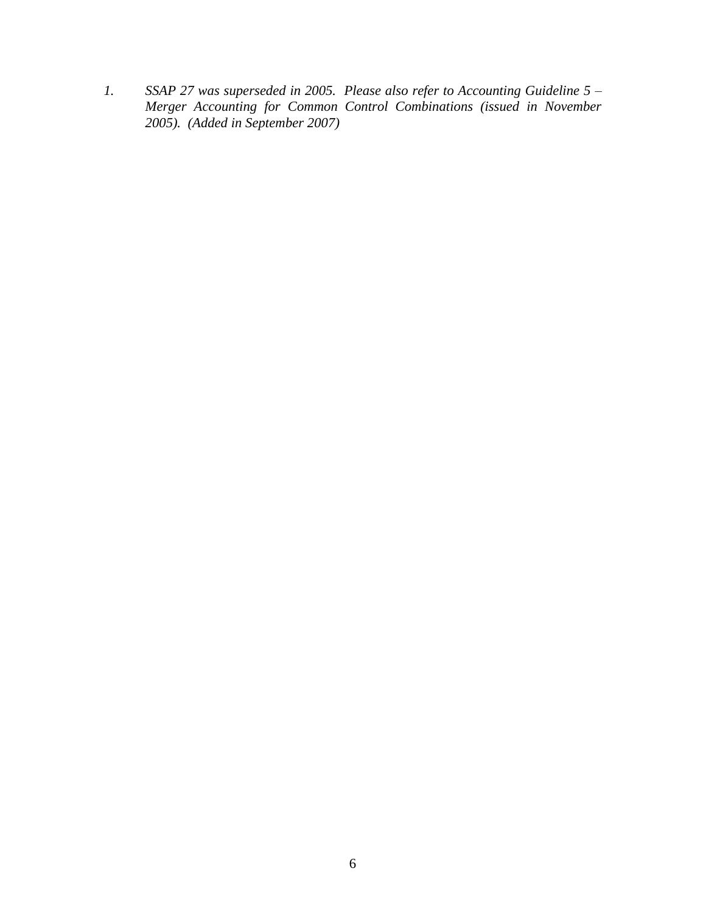1. *SSAP 27 was superseded in 2005. Please also refer to Accounting Guideline 5 – Merger Accounting for Common Control Combinations (issued in November 2005). (Added in September 2007)*